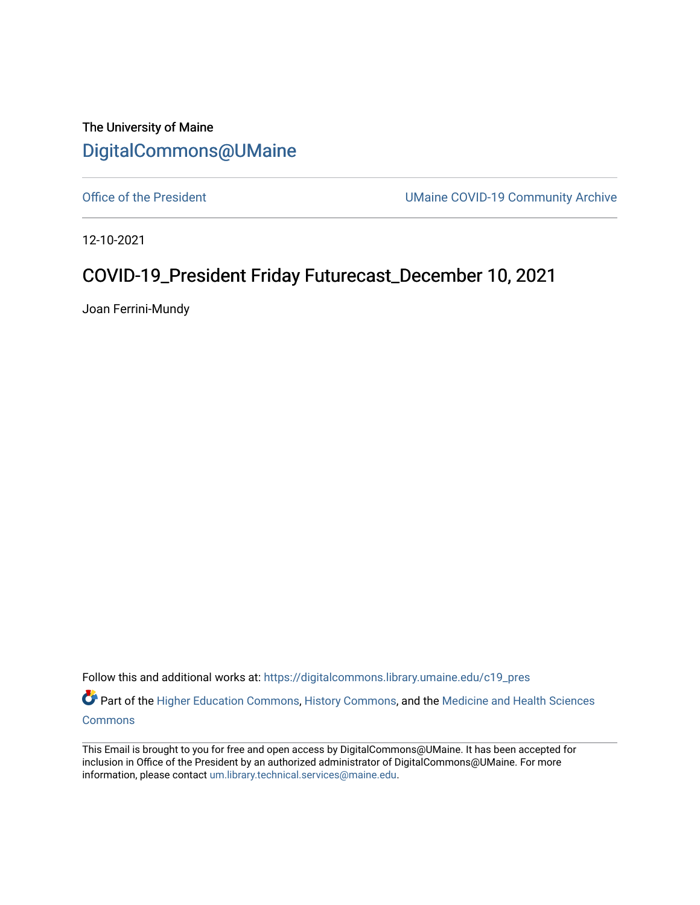The University of Maine

# DigitalCommons@UMaine

Office of the President | UMaine COVID-19 Community Archive

12-10-2021

## COVID-19_President Friday Futurecast_December 10, 2021

Joan Ferrini-Mundy

Follow this and additional works at: https://digitalcommons.library.umaine.edu/c19_pres

Part of the Higher Education Commons, History Commons, and the Medicine and Health Sciences Commons

This Email is brought to you for free and open access by DigitalCommons@UMaine. It has been accepted for inclusion in Office of the President by an authorized administrator of DigitalCommons@UMaine. For more information, please contact um.library.technical.services@maine.edu.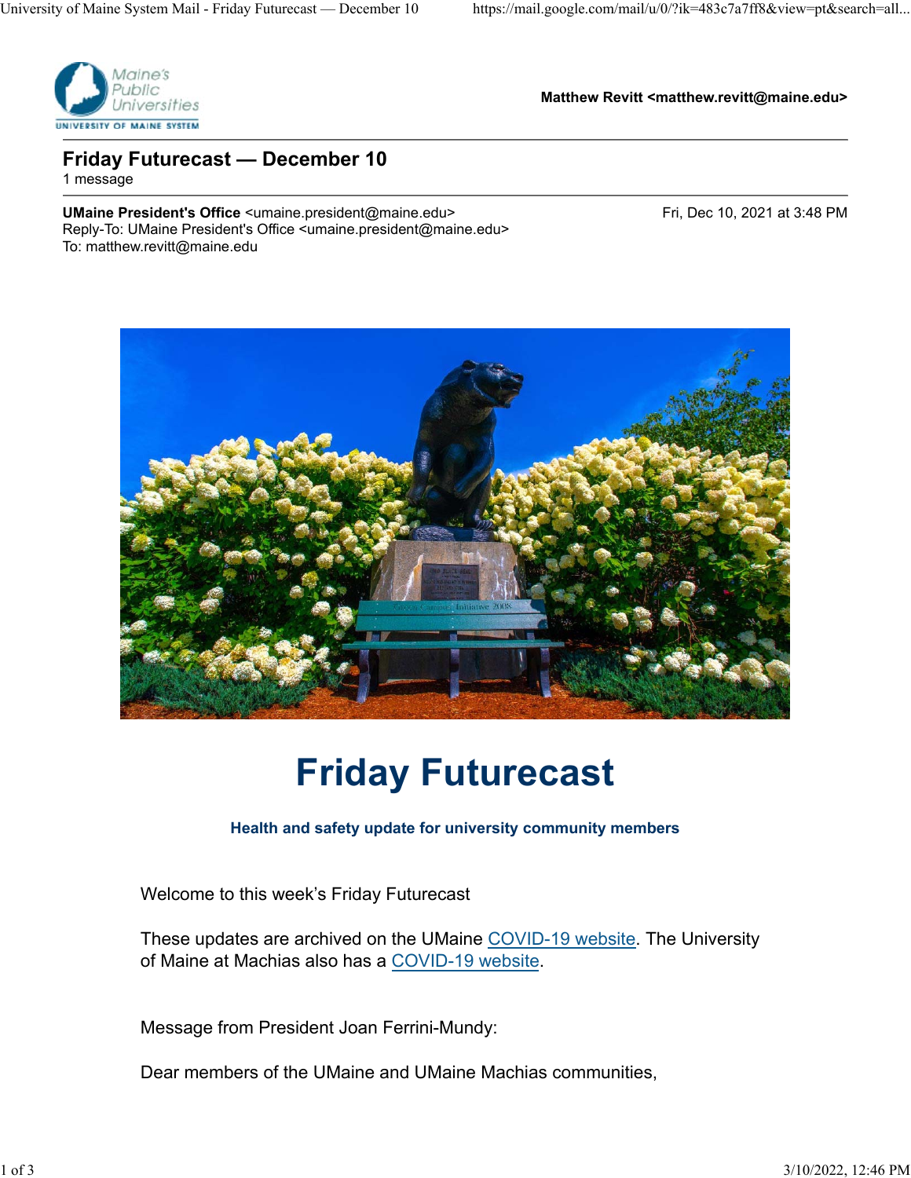Maine's Public Universities
UNIVERSITY OF MAINE SYSTEM

**Matthew Revitt <matthew.revitt@maine.edu>**

---

## Friday Futurecast — December 10

1 message

---

**UMaine President's Office** <umaine.president@maine.edu> Fri, Dec 10, 2021 at 3:48 PM
Reply-To: UMaine President's Office <umaine.president@maine.edu>
To: matthew.revitt@maine.edu

# Friday Futurecast

**Health and safety update for university community members**

Welcome to this week's Friday Futurecast

These updates are archived on the UMaine COVID-19 website. The University of Maine at Machias also has a COVID-19 website.

Message from President Joan Ferrini-Mundy:

Dear members of the UMaine and UMaine Machias communities,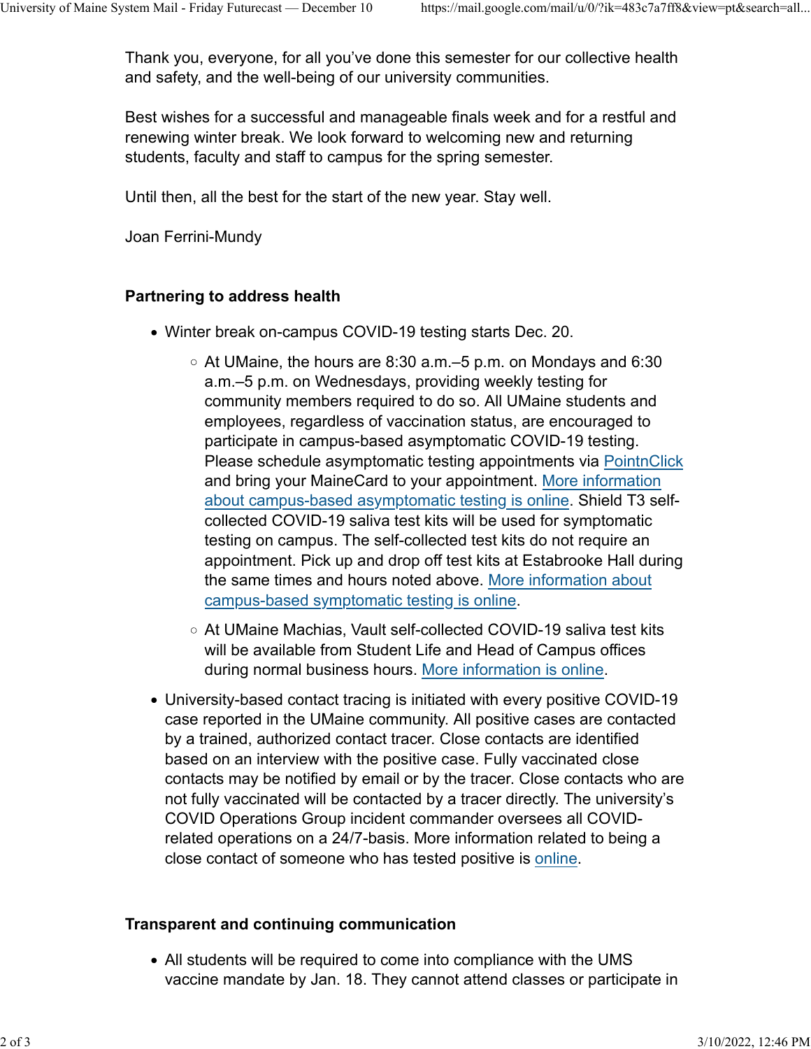Thank you, everyone, for all you've done this semester for our collective health and safety, and the well-being of our university communities.

Best wishes for a successful and manageable finals week and for a restful and renewing winter break. We look forward to welcoming new and returning students, faculty and staff to campus for the spring semester.

Until then, all the best for the start of the new year. Stay well.

Joan Ferrini-Mundy

**Partnering to address health**

- Winter break on-campus COVID-19 testing starts Dec. 20.
  - At UMaine, the hours are 8:30 a.m.–5 p.m. on Mondays and 6:30 a.m.–5 p.m. on Wednesdays, providing weekly testing for community members required to do so. All UMaine students and employees, regardless of vaccination status, are encouraged to participate in campus-based asymptomatic COVID-19 testing. Please schedule asymptomatic testing appointments via PointnClick and bring your MaineCard to your appointment. More information about campus-based asymptomatic testing is online. Shield T3 self-collected COVID-19 saliva test kits will be used for symptomatic testing on campus. The self-collected test kits do not require an appointment. Pick up and drop off test kits at Estabrooke Hall during the same times and hours noted above. More information about campus-based symptomatic testing is online.
  - At UMaine Machias, Vault self-collected COVID-19 saliva test kits will be available from Student Life and Head of Campus offices during normal business hours. More information is online.
- University-based contact tracing is initiated with every positive COVID-19 case reported in the UMaine community. All positive cases are contacted by a trained, authorized contact tracer. Close contacts are identified based on an interview with the positive case. Fully vaccinated close contacts may be notified by email or by the tracer. Close contacts who are not fully vaccinated will be contacted by a tracer directly. The university's COVID Operations Group incident commander oversees all COVID-related operations on a 24/7-basis. More information related to being a close contact of someone who has tested positive is online.

**Transparent and continuing communication**

- All students will be required to come into compliance with the UMS vaccine mandate by Jan. 18. They cannot attend classes or participate in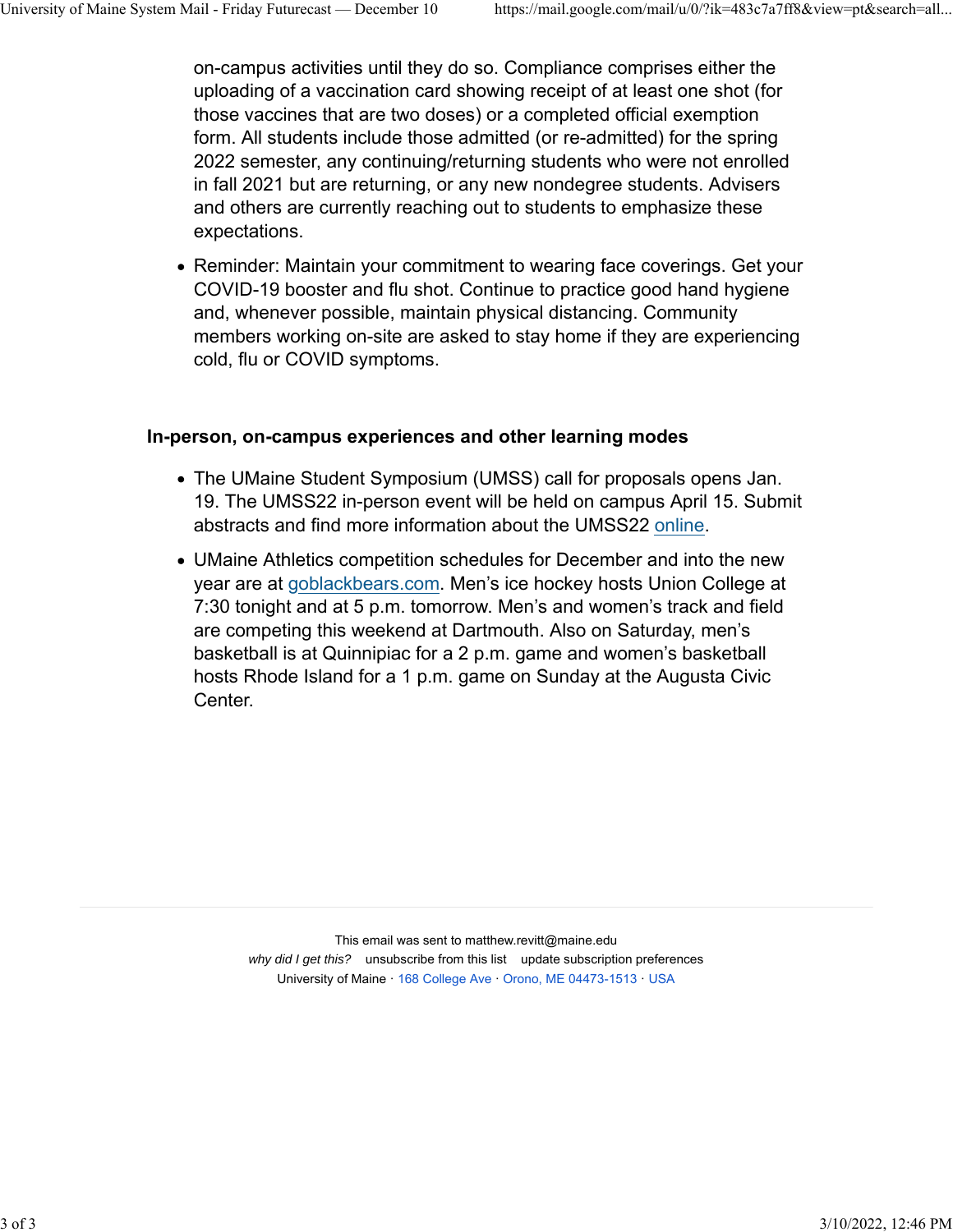on-campus activities until they do so. Compliance comprises either the uploading of a vaccination card showing receipt of at least one shot (for those vaccines that are two doses) or a completed official exemption form. All students include those admitted (or re-admitted) for the spring 2022 semester, any continuing/returning students who were not enrolled in fall 2021 but are returning, or any new nondegree students. Advisers and others are currently reaching out to students to emphasize these expectations.

- Reminder: Maintain your commitment to wearing face coverings. Get your COVID-19 booster and flu shot. Continue to practice good hand hygiene and, whenever possible, maintain physical distancing. Community members working on-site are asked to stay home if they are experiencing cold, flu or COVID symptoms.

### In-person, on-campus experiences and other learning modes

- The UMaine Student Symposium (UMSS) call for proposals opens Jan. 19. The UMSS22 in-person event will be held on campus April 15. Submit abstracts and find more information about the UMSS22 online.
- UMaine Athletics competition schedules for December and into the new year are at goblackbears.com. Men's ice hockey hosts Union College at 7:30 tonight and at 5 p.m. tomorrow. Men's and women's track and field are competing this weekend at Dartmouth. Also on Saturday, men's basketball is at Quinnipiac for a 2 p.m. game and women's basketball hosts Rhode Island for a 1 p.m. game on Sunday at the Augusta Civic Center.

This email was sent to matthew.revitt@maine.edu

*why did I get this?* unsubscribe from this list update subscription preferences

University of Maine · 168 College Ave · Orono, ME 04473-1513 · USA